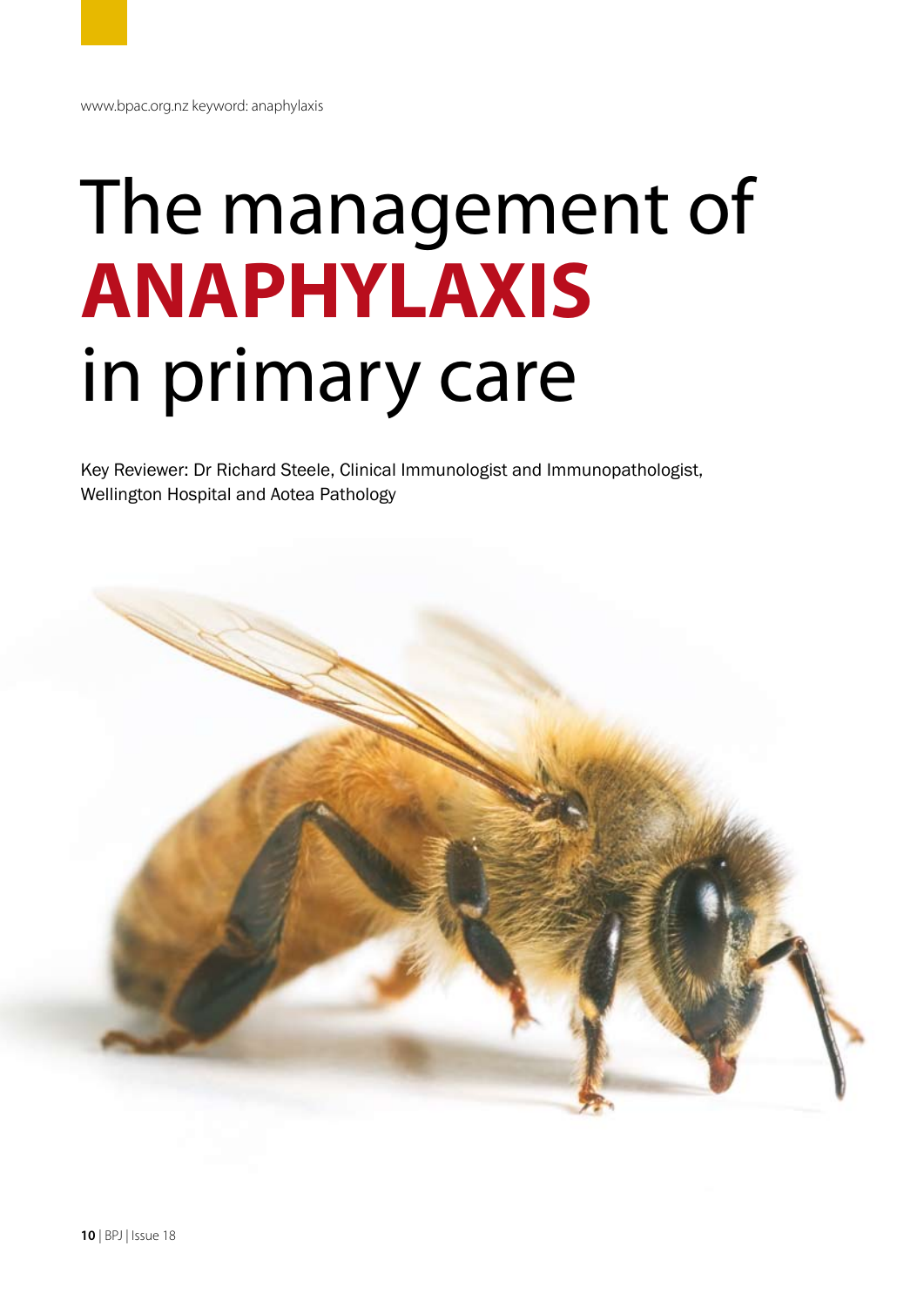www.bpac.org.nz keyword: anaphylaxis

# The management of **ANAPHYLAXIS** in primary care

Key Reviewer: Dr Richard Steele, Clinical Immunologist and Immunopathologist, Wellington Hospital and Aotea Pathology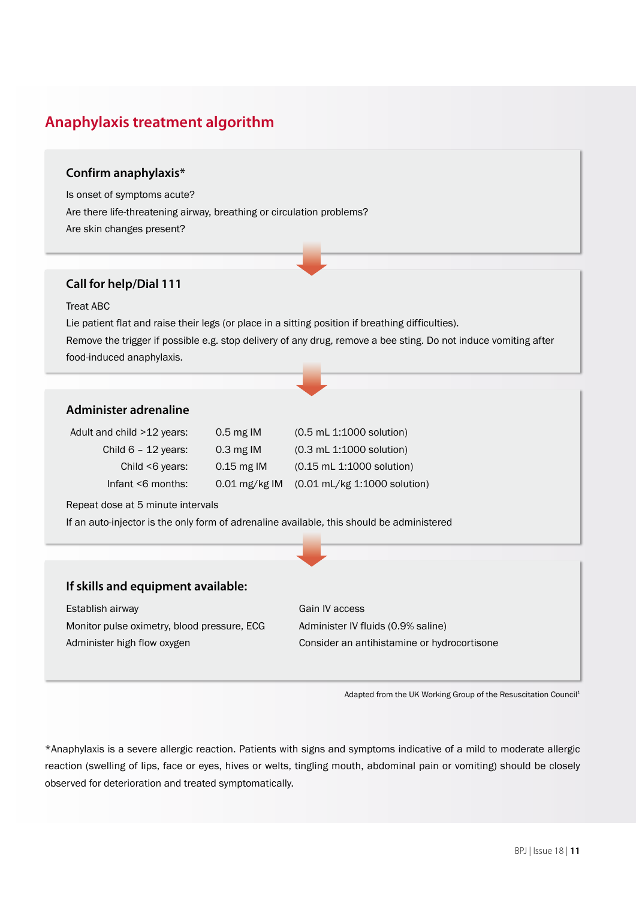## Anaphylaxis treatment algorithm

### Confirm anaphylaxis*

Is onset of symptoms acute?

Are there life-threatening airway, breathing or circulation problems?

Are skin changes present?

### Call for help/Dial 111

Treat ABC

Lie patient flat and raise their legs (or place in a sitting position if breathing difficulties).

Remove the trigger if possible e.g. stop delivery of any drug, remove a bee sting. Do not induce vomiting after food-induced anaphylaxis.

### Administer adrenaline

| | | |
|---|---|---|
| Adult and child >12 years: | 0.5 mg IM | (0.5 mL 1:1000 solution) |
| Child 6 – 12 years: | 0.3 mg IM | (0.3 mL 1:1000 solution) |
| Child <6 years: | 0.15 mg IM | (0.15 mL 1:1000 solution) |
| Infant <6 months: | 0.01 mg/kg IM | (0.01 mL/kg 1:1000 solution) |

Repeat dose at 5 minute intervals

If an auto-injector is the only form of adrenaline available, this should be administered

### If skills and equipment available:

Establish airway

Monitor pulse oximetry, blood pressure, ECG

Administer high flow oxygen

Gain IV access

Administer IV fluids (0.9% saline)

Consider an antihistamine or hydrocortisone

Adapted from the UK Working Group of the Resuscitation Council[1]

*Anaphylaxis is a severe allergic reaction. Patients with signs and symptoms indicative of a mild to moderate allergic reaction (swelling of lips, face or eyes, hives or welts, tingling mouth, abdominal pain or vomiting) should be closely observed for deterioration and treated symptomatically.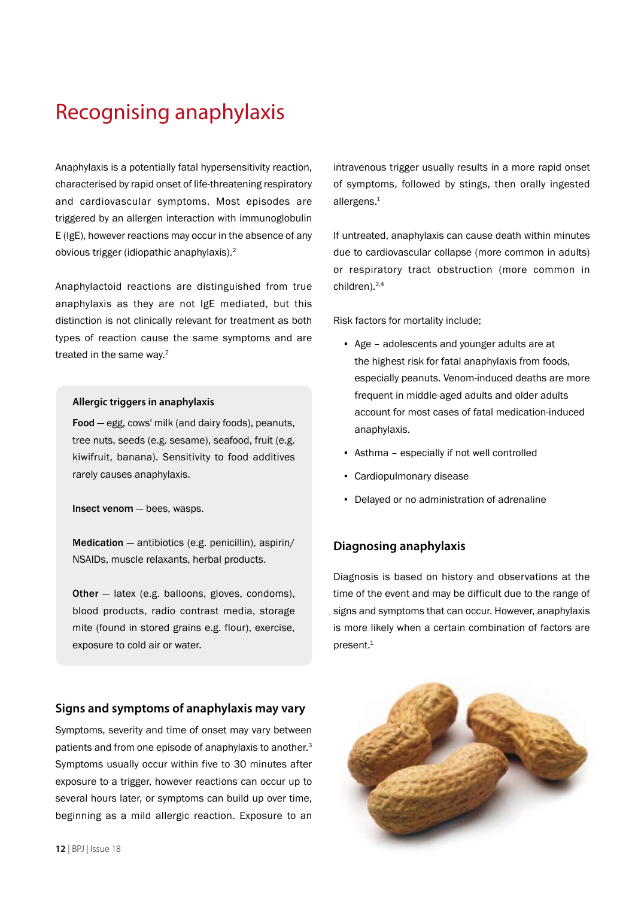# Recognising anaphylaxis

Anaphylaxis is a potentially fatal hypersensitivity reaction, characterised by rapid onset of life-threatening respiratory and cardiovascular symptoms. Most episodes are triggered by an allergen interaction with immunoglobulin E (IgE), however reactions may occur in the absence of any obvious trigger (idiopathic anaphylaxis).[2]

Anaphylactoid reactions are distinguished from true anaphylaxis as they are not IgE mediated, but this distinction is not clinically relevant for treatment as both types of reaction cause the same symptoms and are treated in the same way.[2]

> **Allergic triggers in anaphylaxis**
>
> **Food** — egg, cows' milk (and dairy foods), peanuts, tree nuts, seeds (e.g. sesame), seafood, fruit (e.g. kiwifruit, banana). Sensitivity to food additives rarely causes anaphylaxis.
>
> **Insect venom** — bees, wasps.
>
> **Medication** — antibiotics (e.g. penicillin), aspirin/NSAIDs, muscle relaxants, herbal products.
>
> **Other** — latex (e.g. balloons, gloves, condoms), blood products, radio contrast media, storage mite (found in stored grains e.g. flour), exercise, exposure to cold air or water.

### Signs and symptoms of anaphylaxis may vary

Symptoms, severity and time of onset may vary between patients and from one episode of anaphylaxis to another.[3] Symptoms usually occur within five to 30 minutes after exposure to a trigger, however reactions can occur up to several hours later, or symptoms can build up over time, beginning as a mild allergic reaction. Exposure to an intravenous trigger usually results in a more rapid onset of symptoms, followed by stings, then orally ingested allergens.[1]

If untreated, anaphylaxis can cause death within minutes due to cardiovascular collapse (more common in adults) or respiratory tract obstruction (more common in children).[2,4]

Risk factors for mortality include;

- Age – adolescents and younger adults are at the highest risk for fatal anaphylaxis from foods, especially peanuts. Venom-induced deaths are more frequent in middle-aged adults and older adults account for most cases of fatal medication-induced anaphylaxis.
- Asthma – especially if not well controlled
- Cardiopulmonary disease
- Delayed or no administration of adrenaline

### Diagnosing anaphylaxis

Diagnosis is based on history and observations at the time of the event and may be difficult due to the range of signs and symptoms that can occur. However, anaphylaxis is more likely when a certain combination of factors are present.[1]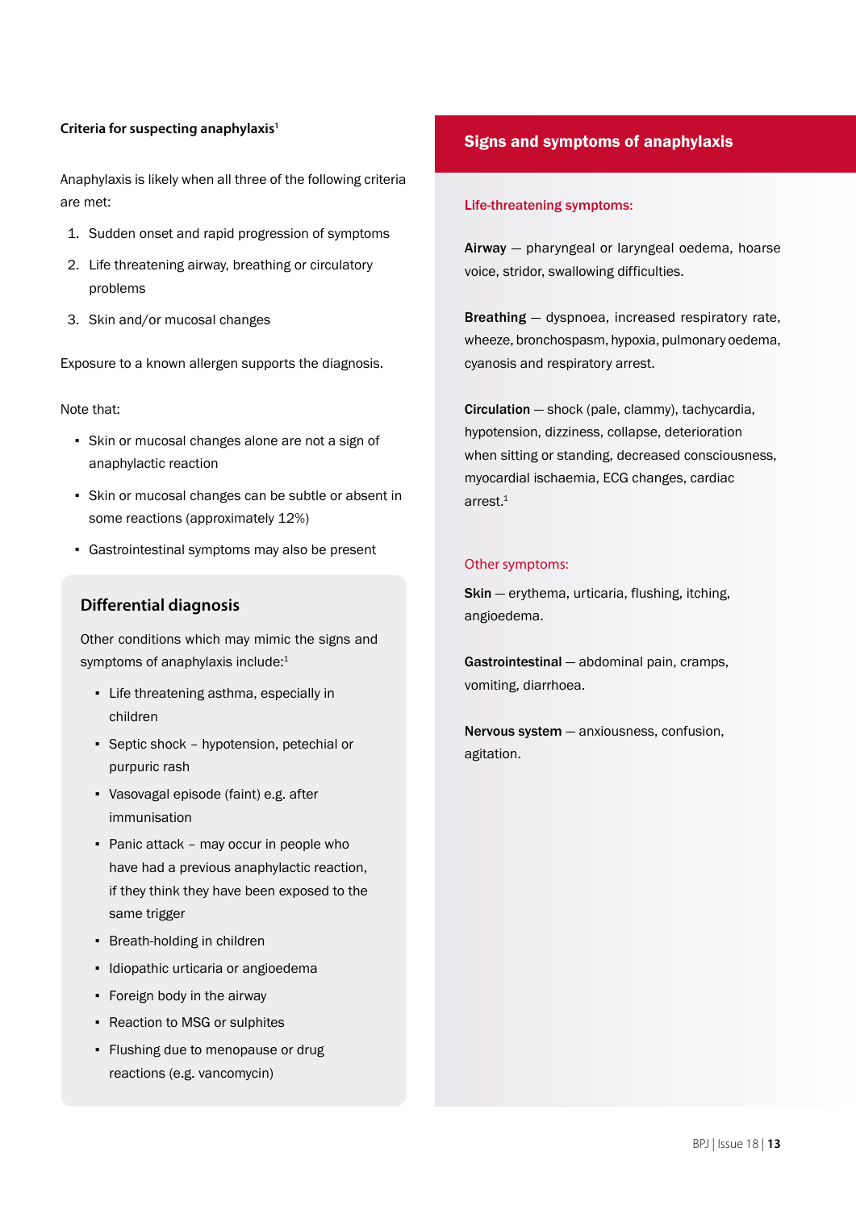### Criteria for suspecting anaphylaxis[1]

Anaphylaxis is likely when all three of the following criteria are met:

1. Sudden onset and rapid progression of symptoms
2. Life threatening airway, breathing or circulatory problems
3. Skin and/or mucosal changes

Exposure to a known allergen supports the diagnosis.

Note that:

- Skin or mucosal changes alone are not a sign of anaphylactic reaction
- Skin or mucosal changes can be subtle or absent in some reactions (approximately 12%)
- Gastrointestinal symptoms may also be present

## Differential diagnosis

Other conditions which may mimic the signs and symptoms of anaphylaxis include:[1]

- Life threatening asthma, especially in children
- Septic shock – hypotension, petechial or purpuric rash
- Vasovagal episode (faint) e.g. after immunisation
- Panic attack – may occur in people who have had a previous anaphylactic reaction, if they think they have been exposed to the same trigger
- Breath-holding in children
- Idiopathic urticaria or angioedema
- Foreign body in the airway
- Reaction to MSG or sulphites
- Flushing due to menopause or drug reactions (e.g. vancomycin)

## Signs and symptoms of anaphylaxis

### Life-threatening symptoms:

**Airway** — pharyngeal or laryngeal oedema, hoarse voice, stridor, swallowing difficulties.

**Breathing** — dyspnoea, increased respiratory rate, wheeze, bronchospasm, hypoxia, pulmonary oedema, cyanosis and respiratory arrest.

**Circulation** — shock (pale, clammy), tachycardia, hypotension, dizziness, collapse, deterioration when sitting or standing, decreased consciousness, myocardial ischaemia, ECG changes, cardiac arrest.[1]

### Other symptoms:

**Skin** — erythema, urticaria, flushing, itching, angioedema.

**Gastrointestinal** — abdominal pain, cramps, vomiting, diarrhoea.

**Nervous system** — anxiousness, confusion, agitation.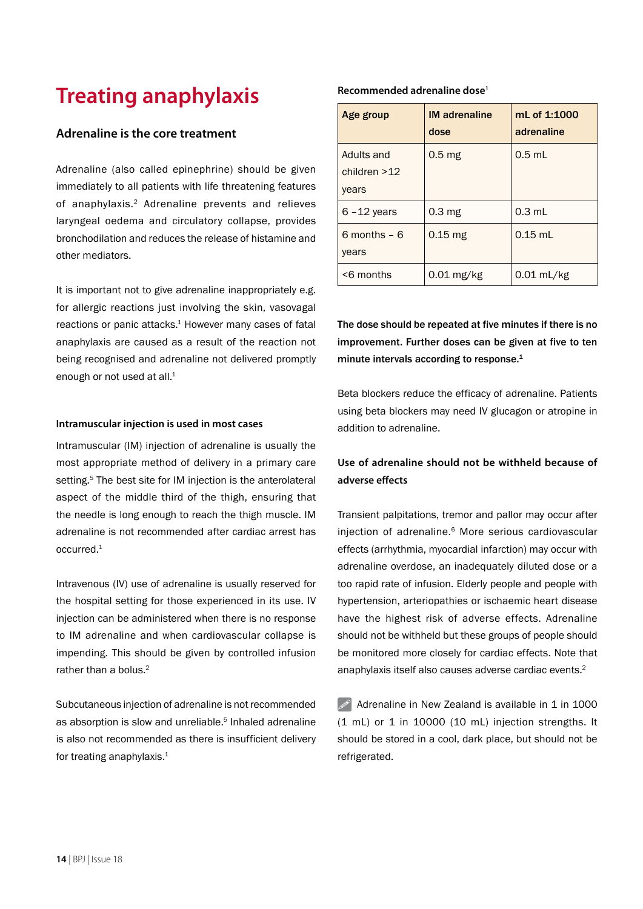# Treating anaphylaxis

## Adrenaline is the core treatment

Adrenaline (also called epinephrine) should be given immediately to all patients with life threatening features of anaphylaxis.[2] Adrenaline prevents and relieves laryngeal oedema and circulatory collapse, provides bronchodilation and reduces the release of histamine and other mediators.

It is important not to give adrenaline inappropriately e.g. for allergic reactions just involving the skin, vasovagal reactions or panic attacks.[1] However many cases of fatal anaphylaxis are caused as a result of the reaction not being recognised and adrenaline not delivered promptly enough or not used at all.[1]

### Intramuscular injection is used in most cases

Intramuscular (IM) injection of adrenaline is usually the most appropriate method of delivery in a primary care setting.[5] The best site for IM injection is the anterolateral aspect of the middle third of the thigh, ensuring that the needle is long enough to reach the thigh muscle. IM adrenaline is not recommended after cardiac arrest has occurred.[1]

Intravenous (IV) use of adrenaline is usually reserved for the hospital setting for those experienced in its use. IV injection can be administered when there is no response to IM adrenaline and when cardiovascular collapse is impending. This should be given by controlled infusion rather than a bolus.[2]

Subcutaneous injection of adrenaline is not recommended as absorption is slow and unreliable.[5] Inhaled adrenaline is also not recommended as there is insufficient delivery for treating anaphylaxis.[1]

**Recommended adrenaline dose**[1]

| Age group | IM adrenaline dose | mL of 1:1000 adrenaline |
|---|---|---|
| Adults and children >12 years | 0.5 mg | 0.5 mL |
| 6 –12 years | 0.3 mg | 0.3 mL |
| 6 months – 6 years | 0.15 mg | 0.15 mL |
| <6 months | 0.01 mg/kg | 0.01 mL/kg |

**The dose should be repeated at five minutes if there is no improvement. Further doses can be given at five to ten minute intervals according to response.**[1]

Beta blockers reduce the efficacy of adrenaline. Patients using beta blockers may need IV glucagon or atropine in addition to adrenaline.

### Use of adrenaline should not be withheld because of adverse effects

Transient palpitations, tremor and pallor may occur after injection of adrenaline.[6] More serious cardiovascular effects (arrhythmia, myocardial infarction) may occur with adrenaline overdose, an inadequately diluted dose or a too rapid rate of infusion. Elderly people and people with hypertension, arteriopathies or ischaemic heart disease have the highest risk of adverse effects. Adrenaline should not be withheld but these groups of people should be monitored more closely for cardiac effects. Note that anaphylaxis itself also causes adverse cardiac events.[2]

Adrenaline in New Zealand is available in 1 in 1000 (1 mL) or 1 in 10000 (10 mL) injection strengths. It should be stored in a cool, dark place, but should not be refrigerated.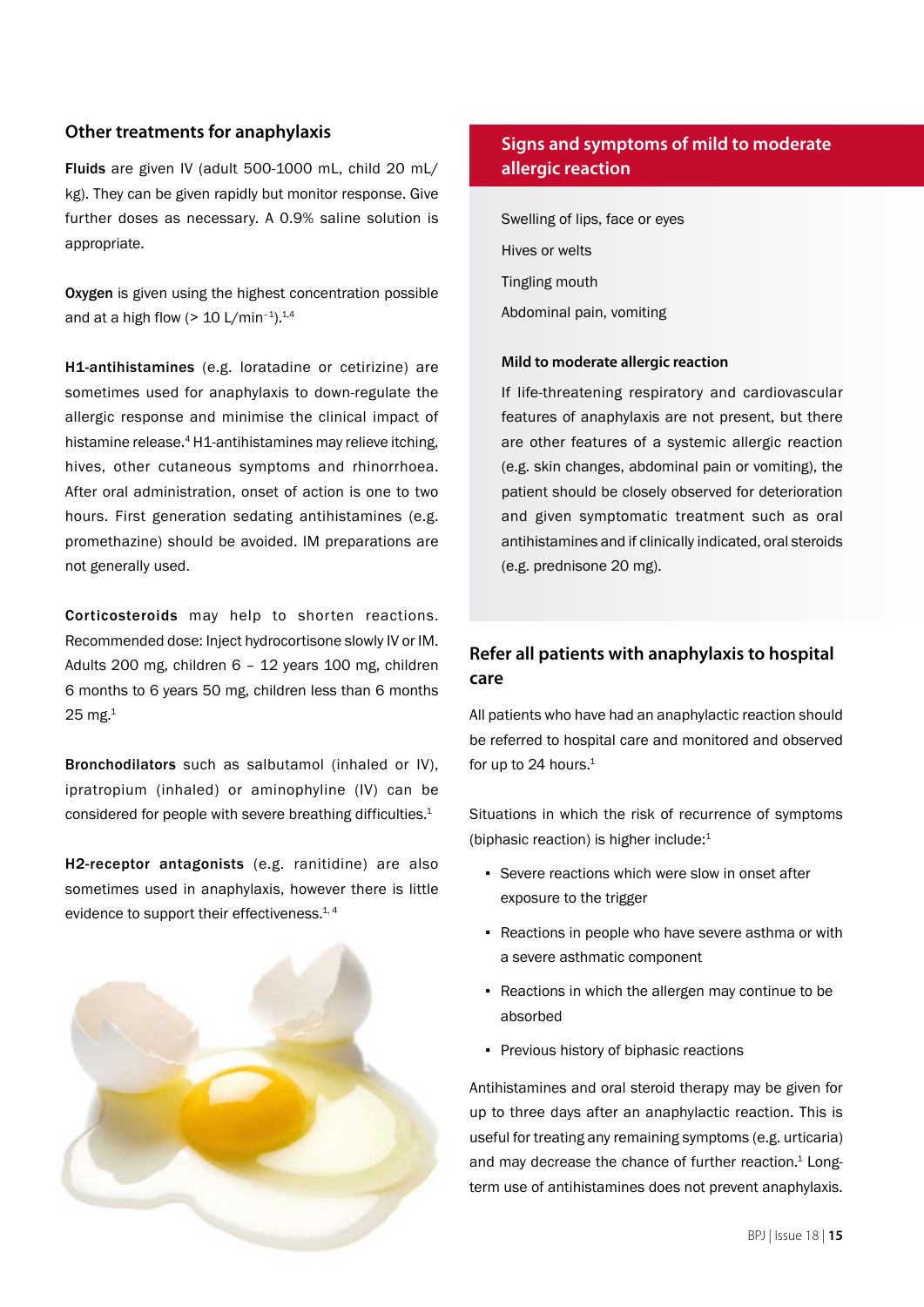## Other treatments for anaphylaxis

**Fluids** are given IV (adult 500-1000 mL, child 20 mL/kg). They can be given rapidly but monitor response. Give further doses as necessary. A 0.9% saline solution is appropriate.

**Oxygen** is given using the highest concentration possible and at a high flow (> 10 $L/min^{-1}$).[1,4]

**H1-antihistamines** (e.g. loratadine or cetirizine) are sometimes used for anaphylaxis to down-regulate the allergic response and minimise the clinical impact of histamine release.[4] H1-antihistamines may relieve itching, hives, other cutaneous symptoms and rhinorrhoea. After oral administration, onset of action is one to two hours. First generation sedating antihistamines (e.g. promethazine) should be avoided. IM preparations are not generally used.

**Corticosteroids** may help to shorten reactions. Recommended dose: Inject hydrocortisone slowly IV or IM. Adults 200 mg, children 6 – 12 years 100 mg, children 6 months to 6 years 50 mg, children less than 6 months 25 mg.[1]

**Bronchodilators** such as salbutamol (inhaled or IV), ipratropium (inhaled) or aminophyline (IV) can be considered for people with severe breathing difficulties.[1]

**H2-receptor antagonists** (e.g. ranitidine) are also sometimes used in anaphylaxis, however there is little evidence to support their effectiveness.[1, 4]

## Signs and symptoms of mild to moderate allergic reaction

Swelling of lips, face or eyes

Hives or welts

Tingling mouth

Abdominal pain, vomiting

**Mild to moderate allergic reaction**

If life-threatening respiratory and cardiovascular features of anaphylaxis are not present, but there are other features of a systemic allergic reaction (e.g. skin changes, abdominal pain or vomiting), the patient should be closely observed for deterioration and given symptomatic treatment such as oral antihistamines and if clinically indicated, oral steroids (e.g. prednisone 20 mg).

## Refer all patients with anaphylaxis to hospital care

All patients who have had an anaphylactic reaction should be referred to hospital care and monitored and observed for up to 24 hours.[1]

Situations in which the risk of recurrence of symptoms (biphasic reaction) is higher include:[1]

- Severe reactions which were slow in onset after exposure to the trigger
- Reactions in people who have severe asthma or with a severe asthmatic component
- Reactions in which the allergen may continue to be absorbed
- Previous history of biphasic reactions

Antihistamines and oral steroid therapy may be given for up to three days after an anaphylactic reaction. This is useful for treating any remaining symptoms (e.g. urticaria) and may decrease the chance of further reaction.[1] Long-term use of antihistamines does not prevent anaphylaxis.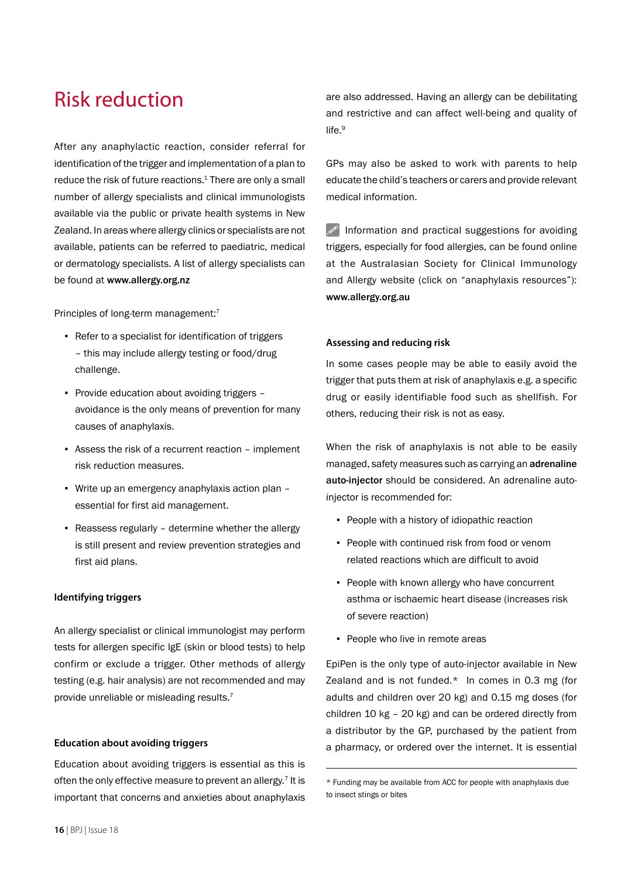# Risk reduction

After any anaphylactic reaction, consider referral for identification of the trigger and implementation of a plan to reduce the risk of future reactions.[1] There are only a small number of allergy specialists and clinical immunologists available via the public or private health systems in New Zealand. In areas where allergy clinics or specialists are not available, patients can be referred to paediatric, medical or dermatology specialists. A list of allergy specialists can be found at **www.allergy.org.nz**

Principles of long-term management:[7]

- Refer to a specialist for identification of triggers – this may include allergy testing or food/drug challenge.
- Provide education about avoiding triggers – avoidance is the only means of prevention for many causes of anaphylaxis.
- Assess the risk of a recurrent reaction – implement risk reduction measures.
- Write up an emergency anaphylaxis action plan – essential for first aid management.
- Reassess regularly – determine whether the allergy is still present and review prevention strategies and first aid plans.

### Identifying triggers

An allergy specialist or clinical immunologist may perform tests for allergen specific IgE (skin or blood tests) to help confirm or exclude a trigger. Other methods of allergy testing (e.g. hair analysis) are not recommended and may provide unreliable or misleading results.[7]

### Education about avoiding triggers

Education about avoiding triggers is essential as this is often the only effective measure to prevent an allergy.[7] It is important that concerns and anxieties about anaphylaxis are also addressed. Having an allergy can be debilitating and restrictive and can affect well-being and quality of life.[9]

GPs may also be asked to work with parents to help educate the child's teachers or carers and provide relevant medical information.

Information and practical suggestions for avoiding triggers, especially for food allergies, can be found online at the Australasian Society for Clinical Immunology and Allergy website (click on "anaphylaxis resources"): **www.allergy.org.au**

### Assessing and reducing risk

In some cases people may be able to easily avoid the trigger that puts them at risk of anaphylaxis e.g. a specific drug or easily identifiable food such as shellfish. For others, reducing their risk is not as easy.

When the risk of anaphylaxis is not able to be easily managed, safety measures such as carrying an **adrenaline auto-injector** should be considered. An adrenaline auto-injector is recommended for:

- People with a history of idiopathic reaction
- People with continued risk from food or venom related reactions which are difficult to avoid
- People with known allergy who have concurrent asthma or ischaemic heart disease (increases risk of severe reaction)
- People who live in remote areas

EpiPen is the only type of auto-injector available in New Zealand and is not funded.* In comes in 0.3 mg (for adults and children over 20 kg) and 0.15 mg doses (for children 10 kg – 20 kg) and can be ordered directly from a distributor by the GP, purchased by the patient from a pharmacy, or ordered over the internet. It is essential

\* Funding may be available from ACC for people with anaphylaxis due to insect stings or bites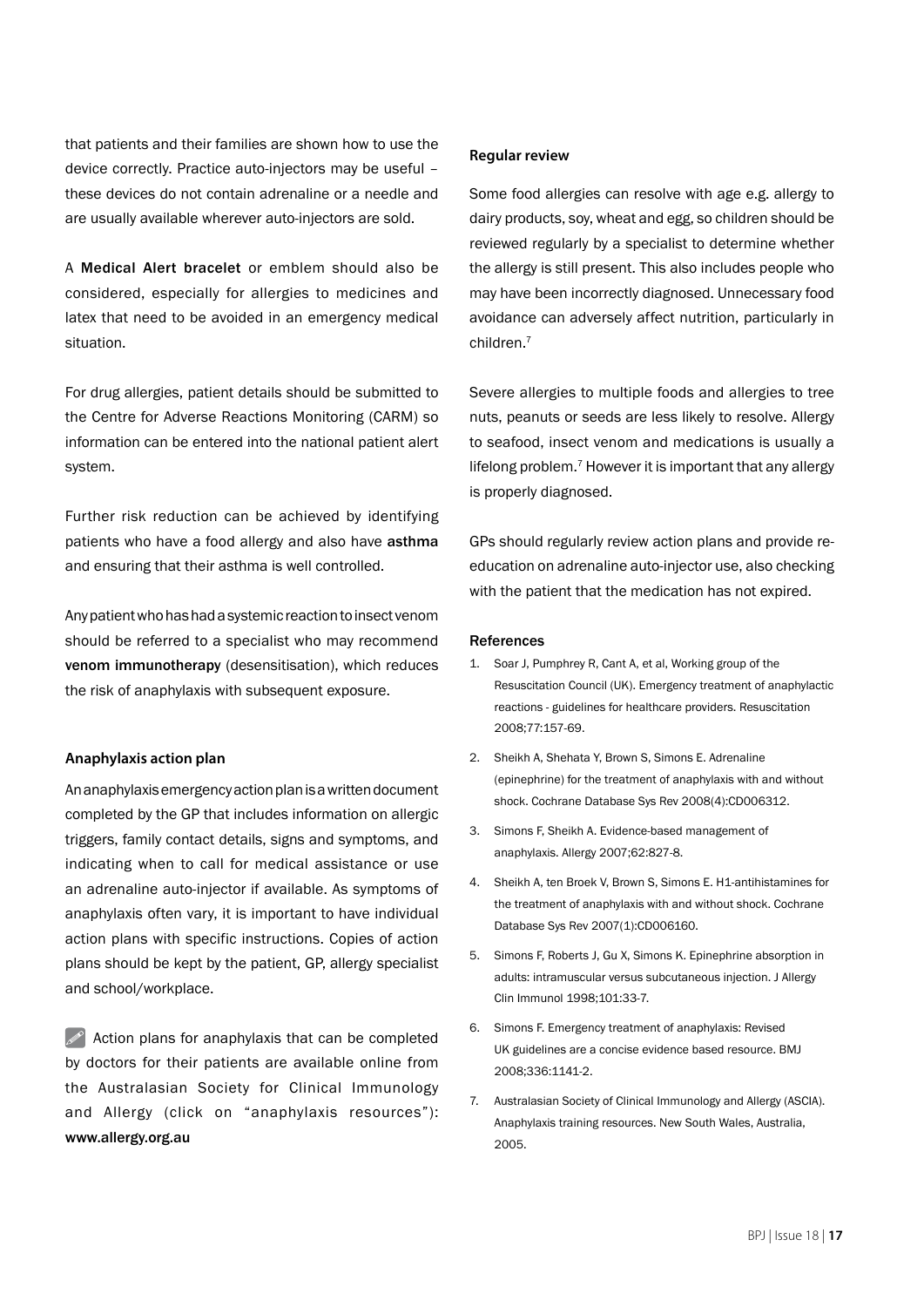that patients and their families are shown how to use the device correctly. Practice auto-injectors may be useful – these devices do not contain adrenaline or a needle and are usually available wherever auto-injectors are sold.

A **Medical Alert bracelet** or emblem should also be considered, especially for allergies to medicines and latex that need to be avoided in an emergency medical situation.

For drug allergies, patient details should be submitted to the Centre for Adverse Reactions Monitoring (CARM) so information can be entered into the national patient alert system.

Further risk reduction can be achieved by identifying patients who have a food allergy and also have **asthma** and ensuring that their asthma is well controlled.

Any patient who has had a systemic reaction to insect venom should be referred to a specialist who may recommend **venom immunotherapy** (desensitisation), which reduces the risk of anaphylaxis with subsequent exposure.

### Anaphylaxis action plan

An anaphylaxis emergency action plan is a written document completed by the GP that includes information on allergic triggers, family contact details, signs and symptoms, and indicating when to call for medical assistance or use an adrenaline auto-injector if available. As symptoms of anaphylaxis often vary, it is important to have individual action plans with specific instructions. Copies of action plans should be kept by the patient, GP, allergy specialist and school/workplace.

Action plans for anaphylaxis that can be completed by doctors for their patients are available online from the Australasian Society for Clinical Immunology and Allergy (click on "anaphylaxis resources"): **www.allergy.org.au**

### Regular review

Some food allergies can resolve with age e.g. allergy to dairy products, soy, wheat and egg, so children should be reviewed regularly by a specialist to determine whether the allergy is still present. This also includes people who may have been incorrectly diagnosed. Unnecessary food avoidance can adversely affect nutrition, particularly in children.[7]

Severe allergies to multiple foods and allergies to tree nuts, peanuts or seeds are less likely to resolve. Allergy to seafood, insect venom and medications is usually a lifelong problem.[7] However it is important that any allergy is properly diagnosed.

GPs should regularly review action plans and provide re-education on adrenaline auto-injector use, also checking with the patient that the medication has not expired.

### References

1. Soar J, Pumphrey R, Cant A, et al, Working group of the Resuscitation Council (UK). Emergency treatment of anaphylactic reactions - guidelines for healthcare providers. Resuscitation 2008;77:157-69.
2. Sheikh A, Shehata Y, Brown S, Simons E. Adrenaline (epinephrine) for the treatment of anaphylaxis with and without shock. Cochrane Database Sys Rev 2008(4):CD006312.
3. Simons F, Sheikh A. Evidence-based management of anaphylaxis. Allergy 2007;62:827-8.
4. Sheikh A, ten Broek V, Brown S, Simons E. H1-antihistamines for the treatment of anaphylaxis with and without shock. Cochrane Database Sys Rev 2007(1):CD006160.
5. Simons F, Roberts J, Gu X, Simons K. Epinephrine absorption in adults: intramuscular versus subcutaneous injection. J Allergy Clin Immunol 1998;101:33-7.
6. Simons F. Emergency treatment of anaphylaxis: Revised UK guidelines are a concise evidence based resource. BMJ 2008;336:1141-2.
7. Australasian Society of Clinical Immunology and Allergy (ASCIA). Anaphylaxis training resources. New South Wales, Australia, 2005.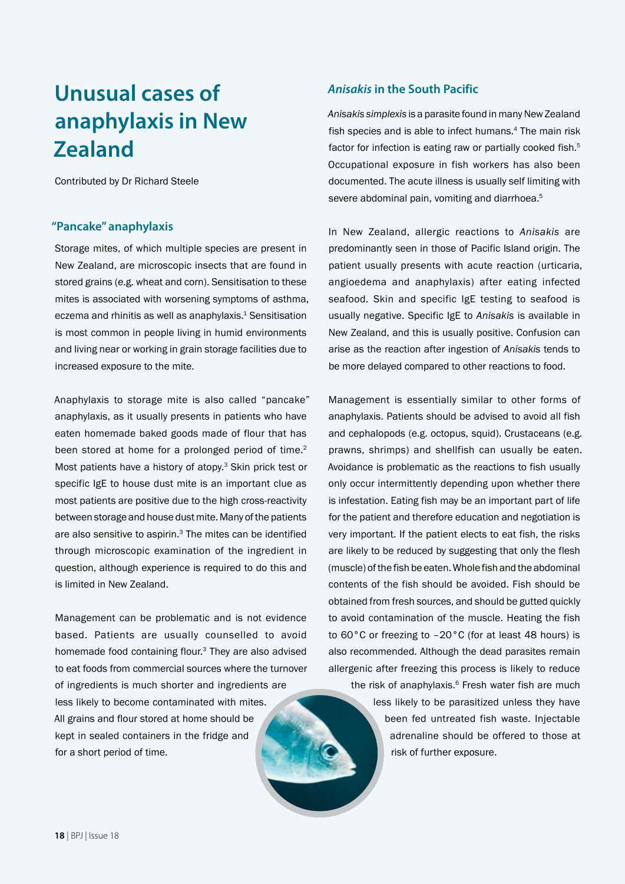# Unusual cases of anaphylaxis in New Zealand

Contributed by Dr Richard Steele

## "Pancake" anaphylaxis

Storage mites, of which multiple species are present in New Zealand, are microscopic insects that are found in stored grains (e.g. wheat and corn). Sensitisation to these mites is associated with worsening symptoms of asthma, eczema and rhinitis as well as anaphylaxis.[1] Sensitisation is most common in people living in humid environments and living near or working in grain storage facilities due to increased exposure to the mite.

Anaphylaxis to storage mite is also called "pancake" anaphylaxis, as it usually presents in patients who have eaten homemade baked goods made of flour that has been stored at home for a prolonged period of time.[2] Most patients have a history of atopy.[3] Skin prick test or specific IgE to house dust mite is an important clue as most patients are positive due to the high cross-reactivity between storage and house dust mite. Many of the patients are also sensitive to aspirin.[3] The mites can be identified through microscopic examination of the ingredient in question, although experience is required to do this and is limited in New Zealand.

Management can be problematic and is not evidence based. Patients are usually counselled to avoid homemade food containing flour.[3] They are also advised to eat foods from commercial sources where the turnover of ingredients is much shorter and ingredients are less likely to become contaminated with mites. All grains and flour stored at home should be kept in sealed containers in the fridge and for a short period of time.

## *Anisakis* in the South Pacific

*Anisakis simplexis* is a parasite found in many New Zealand fish species and is able to infect humans.[4] The main risk factor for infection is eating raw or partially cooked fish.[5] Occupational exposure in fish workers has also been documented. The acute illness is usually self limiting with severe abdominal pain, vomiting and diarrhoea.[5]

In New Zealand, allergic reactions to *Anisakis* are predominantly seen in those of Pacific Island origin. The patient usually presents with acute reaction (urticaria, angioedema and anaphylaxis) after eating infected seafood. Skin and specific IgE testing to seafood is usually negative. Specific IgE to *Anisakis* is available in New Zealand, and this is usually positive. Confusion can arise as the reaction after ingestion of *Anisakis* tends to be more delayed compared to other reactions to food.

Management is essentially similar to other forms of anaphylaxis. Patients should be advised to avoid all fish and cephalopods (e.g. octopus, squid). Crustaceans (e.g. prawns, shrimps) and shellfish can usually be eaten. Avoidance is problematic as the reactions to fish usually only occur intermittently depending upon whether there is infestation. Eating fish may be an important part of life for the patient and therefore education and negotiation is very important. If the patient elects to eat fish, the risks are likely to be reduced by suggesting that only the flesh (muscle) of the fish be eaten. Whole fish and the abdominal contents of the fish should be avoided. Fish should be obtained from fresh sources, and should be gutted quickly to avoid contamination of the muscle. Heating the fish to 60°C or freezing to –20°C (for at least 48 hours) is also recommended. Although the dead parasites remain allergenic after freezing this process is likely to reduce the risk of anaphylaxis.[6] Fresh water fish are much less likely to be parasitized unless they have been fed untreated fish waste. Injectable adrenaline should be offered to those at risk of further exposure.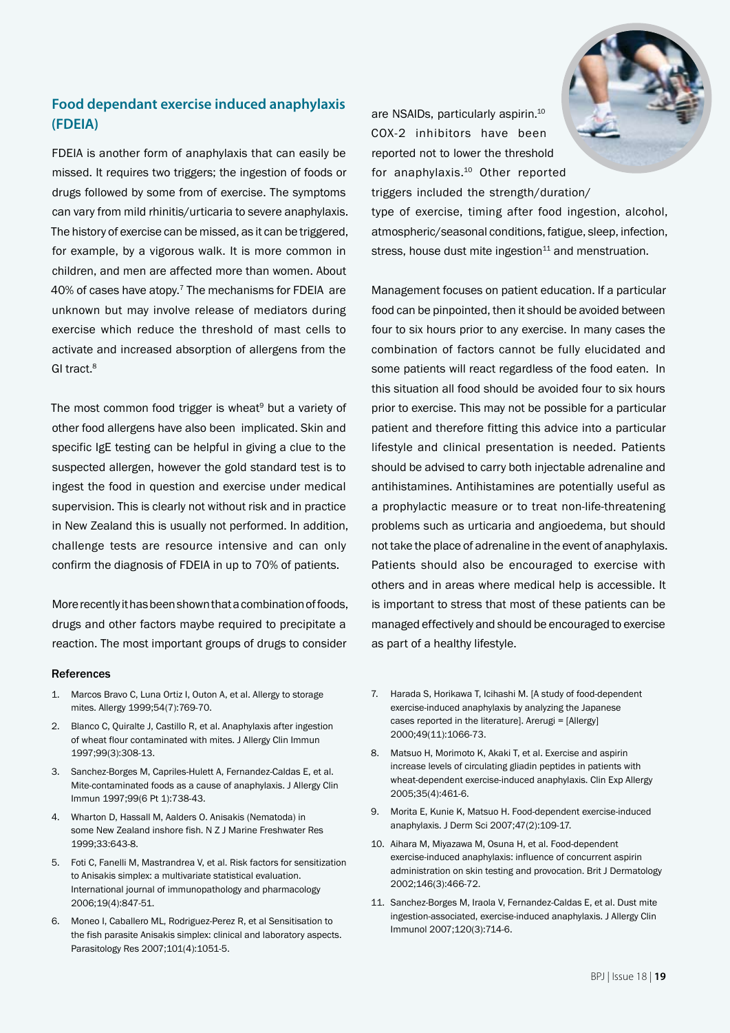## Food dependant exercise induced anaphylaxis (FDEIA)

FDEIA is another form of anaphylaxis that can easily be missed. It requires two triggers; the ingestion of foods or drugs followed by some from of exercise. The symptoms can vary from mild rhinitis/urticaria to severe anaphylaxis. The history of exercise can be missed, as it can be triggered, for example, by a vigorous walk. It is more common in children, and men are affected more than women. About 40% of cases have atopy.[7] The mechanisms for FDEIA are unknown but may involve release of mediators during exercise which reduce the threshold of mast cells to activate and increased absorption of allergens from the GI tract.[8]

The most common food trigger is wheat[9] but a variety of other food allergens have also been implicated. Skin and specific IgE testing can be helpful in giving a clue to the suspected allergen, however the gold standard test is to ingest the food in question and exercise under medical supervision. This is clearly not without risk and in practice in New Zealand this is usually not performed. In addition, challenge tests are resource intensive and can only confirm the diagnosis of FDEIA in up to 70% of patients.

More recently it has been shown that a combination of foods, drugs and other factors maybe required to precipitate a reaction. The most important groups of drugs to consider are NSAIDs, particularly aspirin.[10] COX-2 inhibitors have been reported not to lower the threshold for anaphylaxis.[10] Other reported triggers included the strength/duration/type of exercise, timing after food ingestion, alcohol, atmospheric/seasonal conditions, fatigue, sleep, infection, stress, house dust mite ingestion[11] and menstruation.

Management focuses on patient education. If a particular food can be pinpointed, then it should be avoided between four to six hours prior to any exercise. In many cases the combination of factors cannot be fully elucidated and some patients will react regardless of the food eaten. In this situation all food should be avoided four to six hours prior to exercise. This may not be possible for a particular patient and therefore fitting this advice into a particular lifestyle and clinical presentation is needed. Patients should be advised to carry both injectable adrenaline and antihistamines. Antihistamines are potentially useful as a prophylactic measure or to treat non-life-threatening problems such as urticaria and angioedema, but should not take the place of adrenaline in the event of anaphylaxis. Patients should also be encouraged to exercise with others and in areas where medical help is accessible. It is important to stress that most of these patients can be managed effectively and should be encouraged to exercise as part of a healthy lifestyle.

### References

1. Marcos Bravo C, Luna Ortiz I, Outon A, et al. Allergy to storage mites. Allergy 1999;54(7):769-70.
2. Blanco C, Quiralte J, Castillo R, et al. Anaphylaxis after ingestion of wheat flour contaminated with mites. J Allergy Clin Immun 1997;99(3):308-13.
3. Sanchez-Borges M, Capriles-Hulett A, Fernandez-Caldas E, et al. Mite-contaminated foods as a cause of anaphylaxis. J Allergy Clin Immun 1997;99(6 Pt 1):738-43.
4. Wharton D, Hassall M, Aalders O. Anisakis (Nematoda) in some New Zealand inshore fish. N Z J Marine Freshwater Res 1999;33:643-8.
5. Foti C, Fanelli M, Mastrandrea V, et al. Risk factors for sensitization to Anisakis simplex: a multivariate statistical evaluation. International journal of immunopathology and pharmacology 2006;19(4):847-51.
6. Moneo I, Caballero ML, Rodriguez-Perez R, et al Sensitisation to the fish parasite Anisakis simplex: clinical and laboratory aspects. Parasitology Res 2007;101(4):1051-5.
7. Harada S, Horikawa T, Icihashi M. [A study of food-dependent exercise-induced anaphylaxis by analyzing the Japanese cases reported in the literature]. Arerugi = [Allergy] 2000;49(11):1066-73.
8. Matsuo H, Morimoto K, Akaki T, et al. Exercise and aspirin increase levels of circulating gliadin peptides in patients with wheat-dependent exercise-induced anaphylaxis. Clin Exp Allergy 2005;35(4):461-6.
9. Morita E, Kunie K, Matsuo H. Food-dependent exercise-induced anaphylaxis. J Derm Sci 2007;47(2):109-17.
10. Aihara M, Miyazawa M, Osuna H, et al. Food-dependent exercise-induced anaphylaxis: influence of concurrent aspirin administration on skin testing and provocation. Brit J Dermatology 2002;146(3):466-72.
11. Sanchez-Borges M, Iraola V, Fernandez-Caldas E, et al. Dust mite ingestion-associated, exercise-induced anaphylaxis. J Allergy Clin Immunol 2007;120(3):714-6.